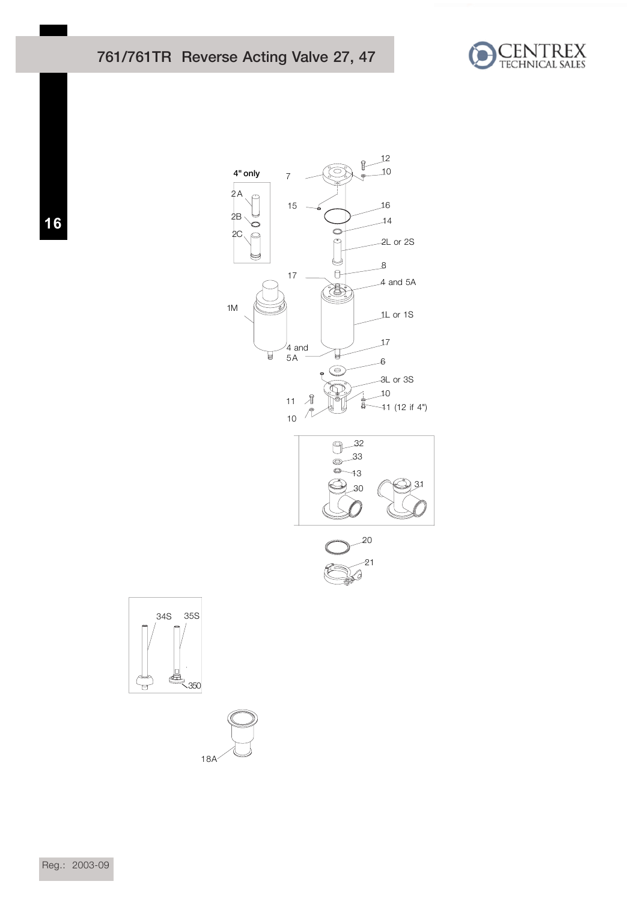# 761/761TR Reverse Acting Valve 27, 47

4" only

2A

2B

2C

1M

4 and 5A

7

12

10

15

16

14

2L or 2S

8

17

4 and 5A

1L or 1S

17

6

3L or 3S

11

10

10

11 (12 if 4")

32

33

13

30

31

20

21

34S

35S

350

18A

Reg.: 2003-09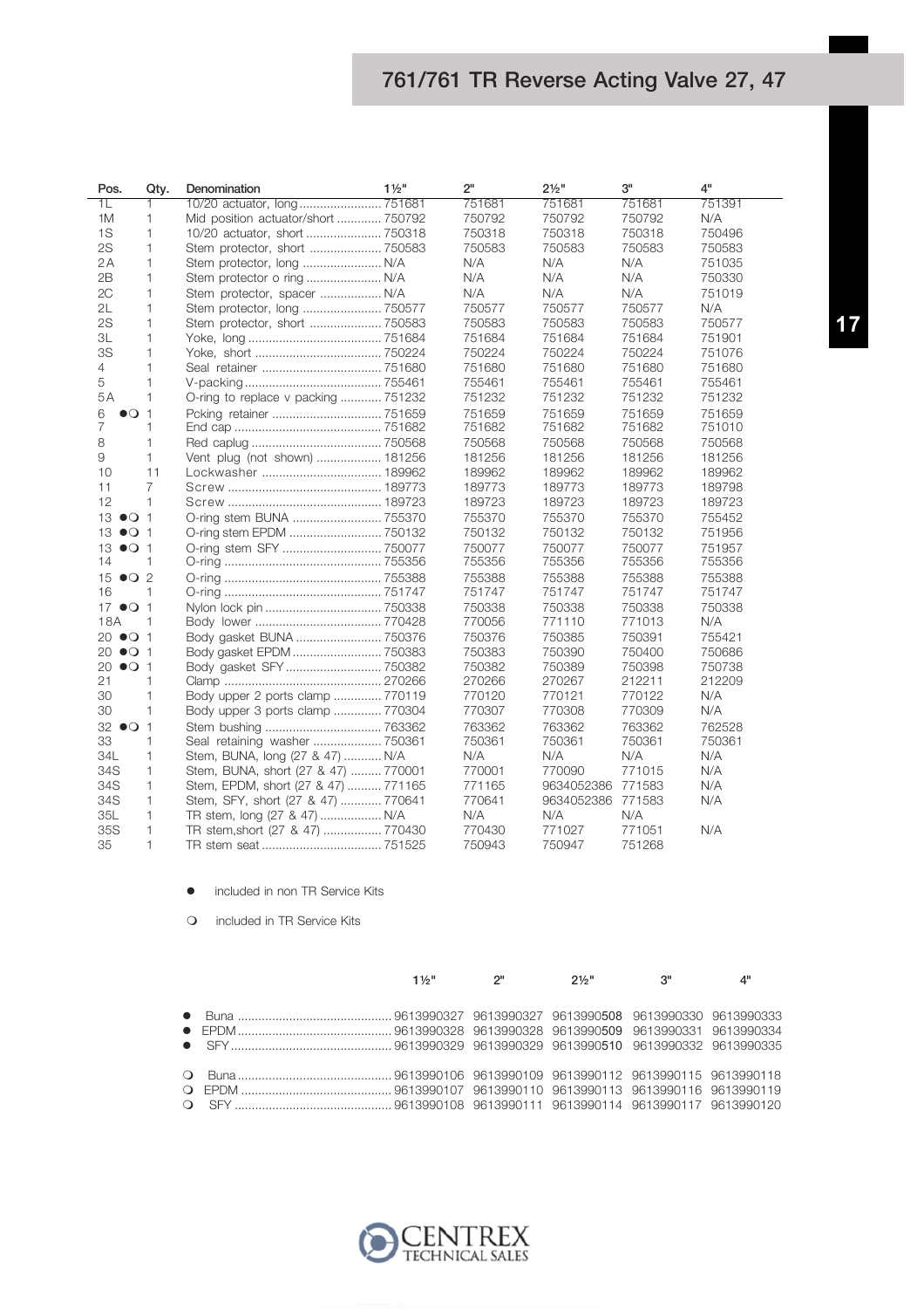# 761/761 TR Reverse Acting Valve 27, 47

| Pos. | Qty. | Denomination | 1½" | 2" | 2½" | 3" | 4" |
|---|---|---|---|---|---|---|---|
| 1L | 1 | 10/20 actuator, long | 751681 | 751681 | 751681 | 751681 | 751391 |
| 1M | 1 | Mid position actuator/short | 750792 | 750792 | 750792 | 750792 | N/A |
| 1S | 1 | 10/20 actuator, short | 750318 | 750318 | 750318 | 750318 | 750496 |
| 2S | 1 | Stem protector, short | 750583 | 750583 | 750583 | 750583 | 750583 |
| 2A | 1 | Stem protector, long | N/A | N/A | N/A | N/A | 751035 |
| 2B | 1 | Stem protector o ring | N/A | N/A | N/A | N/A | 750330 |
| 2C | 1 | Stem protector, spacer | N/A | N/A | N/A | N/A | 751019 |
| 2L | 1 | Stem protector, long | 750577 | 750577 | 750577 | 750577 | N/A |
| 2S | 1 | Stem protector, short | 750583 | 750583 | 750583 | 750583 | 750577 |
| 3L | 1 | Yoke, long | 751684 | 751684 | 751684 | 751684 | 751901 |
| 3S | 1 | Yoke, short | 750224 | 750224 | 750224 | 750224 | 751076 |
| 4 | 1 | Seal retainer | 751680 | 751680 | 751680 | 751680 | 751680 |
| 5 | 1 | V-packing | 755461 | 755461 | 755461 | 755461 | 755461 |
| 5A | 1 | O-ring to replace v packing | 751232 | 751232 | 751232 | 751232 | 751232 |
| 6 ●❍ | 1 | Pcking retainer | 751659 | 751659 | 751659 | 751659 | 751659 |
| 7 | 1 | End cap | 751682 | 751682 | 751682 | 751682 | 751010 |
| 8 | 1 | Red caplug | 750568 | 750568 | 750568 | 750568 | 750568 |
| 9 | 1 | Vent plug (not shown) | 181256 | 181256 | 181256 | 181256 | 181256 |
| 10 | 11 | Lockwasher | 189962 | 189962 | 189962 | 189962 | 189962 |
| 11 | 7 | Screw | 189773 | 189773 | 189773 | 189773 | 189798 |
| 12 | 1 | Screw | 189723 | 189723 | 189723 | 189723 | 189723 |
| 13 ●❍ | 1 | O-ring stem BUNA | 755370 | 755370 | 755370 | 755370 | 755452 |
| 13 ●❍ | 1 | O-ring stem EPDM | 750132 | 750132 | 750132 | 750132 | 751956 |
| 13 ●❍ | 1 | O-ring stem SFY | 750077 | 750077 | 750077 | 750077 | 751957 |
| 14 | 1 | O-ring | 755356 | 755356 | 755356 | 755356 | 755356 |
| 15 ●❍ | 2 | O-ring | 755388 | 755388 | 755388 | 755388 | 755388 |
| 16 | 1 | O-ring | 751747 | 751747 | 751747 | 751747 | 751747 |
| 17 ●❍ | 1 | Nylon lock pin | 750338 | 750338 | 750338 | 750338 | 750338 |
| 18A | 1 | Body lower | 770428 | 770056 | 771110 | 771013 | N/A |
| 20 ●❍ | 1 | Body gasket BUNA | 750376 | 750376 | 750385 | 750391 | 755421 |
| 20 ●❍ | 1 | Body gasket EPDM | 750383 | 750383 | 750390 | 750400 | 750686 |
| 20 ●❍ | 1 | Body gasket SFY | 750382 | 750382 | 750389 | 750398 | 750738 |
| 21 | 1 | Clamp | 270266 | 270266 | 270267 | 212211 | 212209 |
| 30 | 1 | Body upper 2 ports clamp | 770119 | 770120 | 770121 | 770122 | N/A |
| 30 | 1 | Body upper 3 ports clamp | 770304 | 770307 | 770308 | 770309 | N/A |
| 32 ●❍ | 1 | Stem bushing | 763362 | 763362 | 763362 | 763362 | 762528 |
| 33 | 1 | Seal retaining washer | 750361 | 750361 | 750361 | 750361 | 750361 |
| 34L | 1 | Stem, BUNA, long (27 & 47) | N/A | N/A | N/A | N/A | N/A |
| 34S | 1 | Stem, BUNA, short (27 & 47) | 770001 | 770001 | 770090 | 771015 | N/A |
| 34S | 1 | Stem, EPDM, short (27 & 47) | 771165 | 771165 | 9634052386 | 771583 | N/A |
| 34S | 1 | Stem, SFY, short (27 & 47) | 770641 | 770641 | 9634052386 | 771583 | N/A |
| 35L | 1 | TR stem, long (27 & 47) | N/A | N/A | N/A | N/A | |
| 35S | 1 | TR stem,short (27 & 47) | 770430 | 770430 | 771027 | 771051 | N/A |
| 35 | 1 | TR stem seat | 751525 | 750943 | 750947 | 751268 | |

● included in non TR Service Kits

❍ included in TR Service Kits

| | 1½" | 2" | 2½" | 3" | 4" |
|---|---|---|---|---|---|
| ● Buna | 9613990327 | 9613990327 | 9613990**508** | 9613990330 | 9613990333 |
| ● EPDM | 9613990328 | 9613990328 | 9613990**509** | 9613990331 | 9613990334 |
| ● SFY | 9613990329 | 9613990329 | 9613990**510** | 9613990332 | 9613990335 |
| ❍ Buna | 9613990106 | 9613990109 | 9613990112 | 9613990115 | 9613990118 |
| ❍ EPDM | 9613990107 | 9613990110 | 9613990113 | 9613990116 | 9613990119 |
| ❍ SFY | 9613990108 | 9613990111 | 9613990114 | 9613990117 | 9613990120 |

CENTREX TECHNICAL SALES